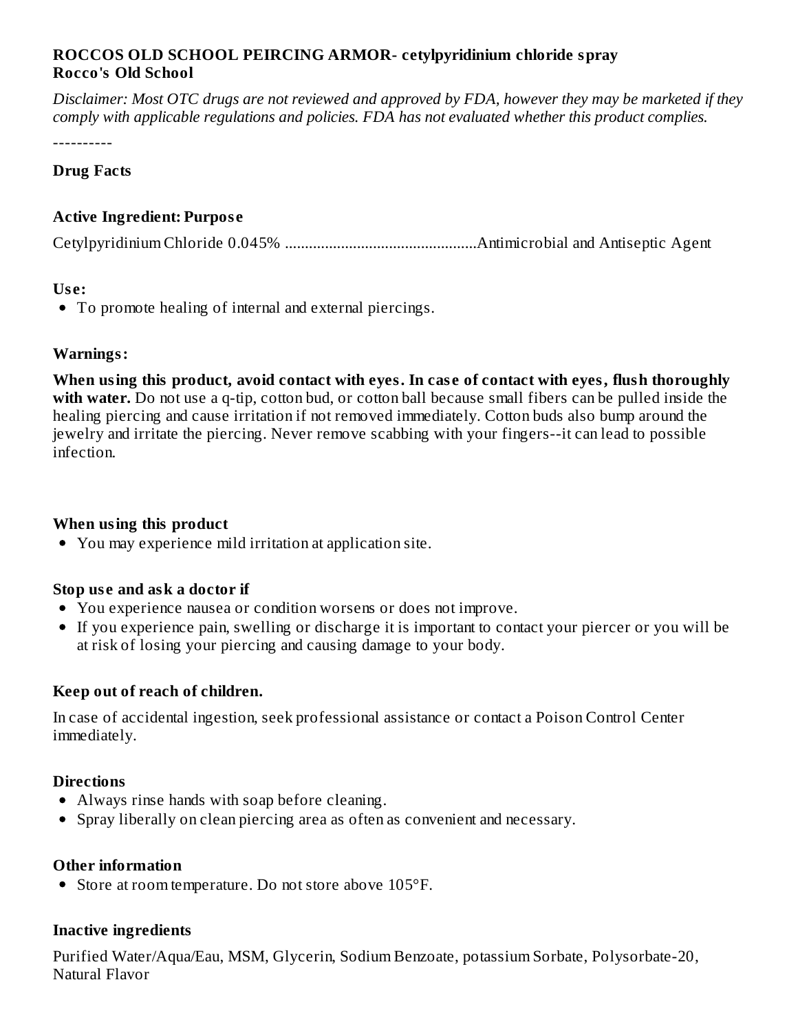**ROCCOS OLD SCHOOL PIERCING ARMOR- cetylpyridinium chloride spray**
**Rocco's Old School**

*Disclaimer: Most OTC drugs are not reviewed and approved by FDA, however they may be marketed if they comply with applicable regulations and policies. FDA has not evaluated whether this product complies.*

----------

## Drug Facts

### Active Ingredient: Purpose

Cetylpyridinium Chloride 0.045% ...............................................Antimicrobial and Antiseptic Agent

### Use:

- To promote healing of internal and external piercings.

### Warnings:

**When using this product, avoid contact with eyes. In case of contact with eyes, flush thoroughly with water.** Do not use a q-tip, cotton bud, or cotton ball because small fibers can be pulled inside the healing piercing and cause irritation if not removed immediately. Cotton buds also bump around the jewelry and irritate the piercing. Never remove scabbing with your fingers--it can lead to possible infection.

### When using this product

- You may experience mild irritation at application site.

### Stop use and ask a doctor if

- You experience nausea or condition worsens or does not improve.
- If you experience pain, swelling or discharge it is important to contact your piercer or you will be at risk of losing your piercing and causing damage to your body.

### Keep out of reach of children.

In case of accidental ingestion, seek professional assistance or contact a Poison Control Center immediately.

### Directions

- Always rinse hands with soap before cleaning.
- Spray liberally on clean piercing area as often as convenient and necessary.

### Other information

- Store at room temperature. Do not store above 105°F.

### Inactive ingredients

Purified Water/Aqua/Eau, MSM, Glycerin, Sodium Benzoate, potassium Sorbate, Polysorbate-20, Natural Flavor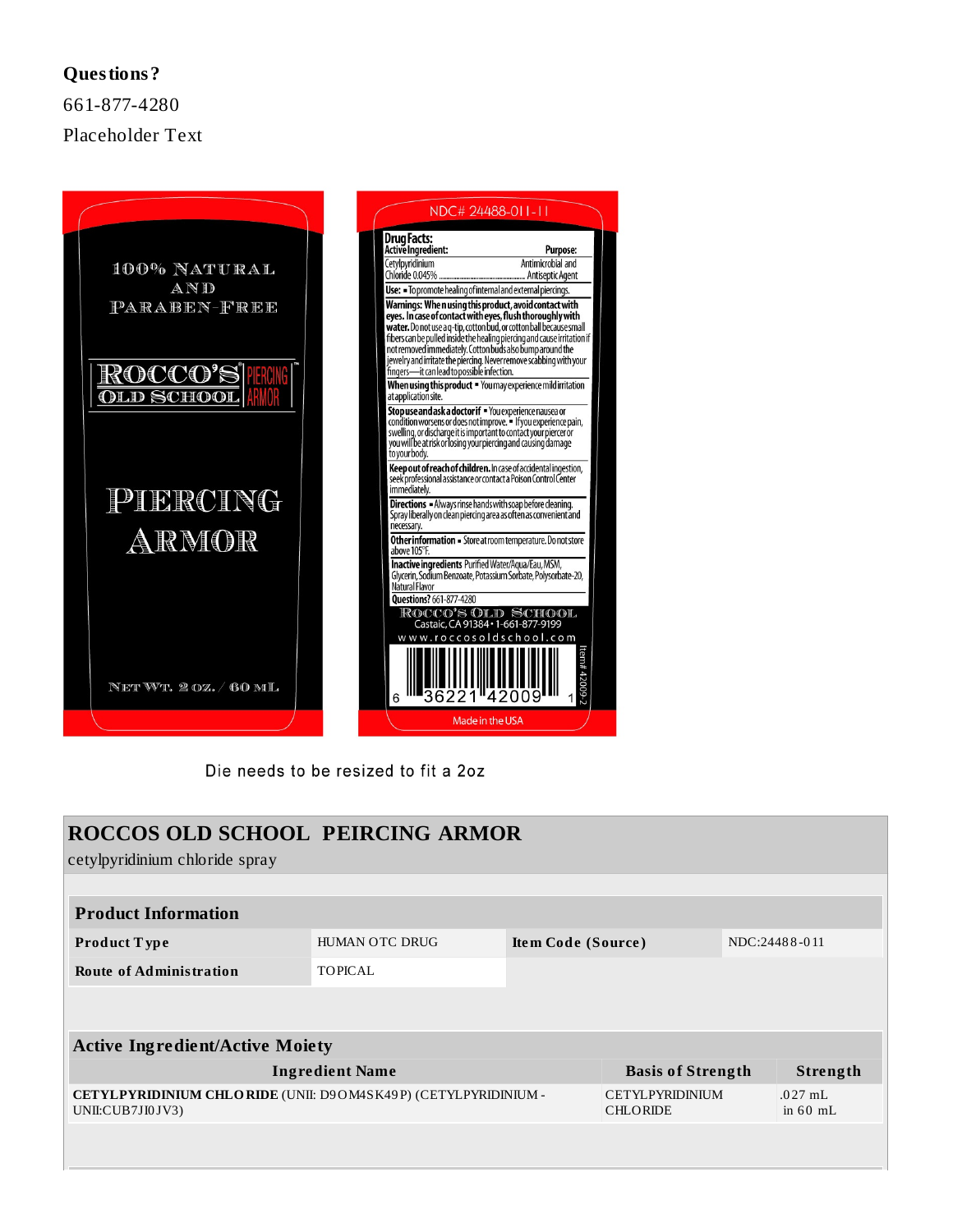**Questions?**

661-877-4280

Placeholder Text

100% NATURAL AND PARABEN-FREE

ROCCO'S OLD SCHOOL PIERCING ARMOR

PIERCING ARMOR

NET WT. 2 oz. / 60 mL

NDC# 24488-011-11

**Drug Facts:**

| Active Ingredient: | Purpose: |
|---|---|
| Cetylpyridinium Chloride 0.045% | Antimicrobial and Antiseptic Agent |

**Use:** ▪ To promote healing of internal and external piercings.

**Warnings: When using this product, avoid contact with eyes. In case of contact with eyes, flush thoroughly with water.** Do not use a q-tip, cotton bud, or cotton ball because small fibers can be pulled inside the healing piercing and cause irritation if not removed immediately. Cotton buds also bump around the jewelry and irritate the piercing. Never remove scabbing with your fingers—it can lead to possible infection.

**When using this product** ▪ You may experience mild irritation at application site.

**Stop use and ask a doctor if** ▪ You experience nausea or condition worsens or does not improve. ▪ If you experience pain, swelling, or discharge it is important to contact your piercer or you will be at risk or losing your piercing and causing damage to your body.

**Keep out of reach of children.** In case of accidental ingestion, seek professional assistance or contact a Poison Control Center immediately.

**Directions** ▪ Always rinse hands with soap before cleaning. Spray liberally on clean piercing area as often as convenient and necessary.

**Other information** ▪ Store at room temperature. Do not store above 105°F.

**Inactive ingredients** Purified Water/Aqua/Eau, MSM, Glycerin, Sodium Benzoate, Potassium Sorbate, Polysorbate-20, Natural Flavor

**Questions?** 661-877-4280

ROCCO'S OLD SCHOOL
Castaic, CA 91384 • 1-661-877-9199
www.roccosoldschool.com

6 36221 42009 1

Item# 42009-2

Made in the USA

Die needs to be resized to fit a 2oz

## ROCCOS OLD SCHOOL PEIRCING ARMOR

cetylpyridinium chloride spray

| Product Information | | | |
|---|---|---|---|
| **Product Type** | HUMAN OTC DRUG | **Item Code (Source)** | NDC:24488-011 |
| **Route of Administration** | TOPICAL | | |

| Active Ingredient/Active Moiety | | |
|---|---|---|
| **Ingredient Name** | **Basis of Strength** | **Strength** |
| **CETYLPYRIDINIUM CHLORIDE** (UNII: D9OM4SK49P) (CETYLPYRIDINIUM - UNII:CUB7JI0JV3) | CETYLPYRIDINIUM CHLORIDE | .027 mL in 60 mL |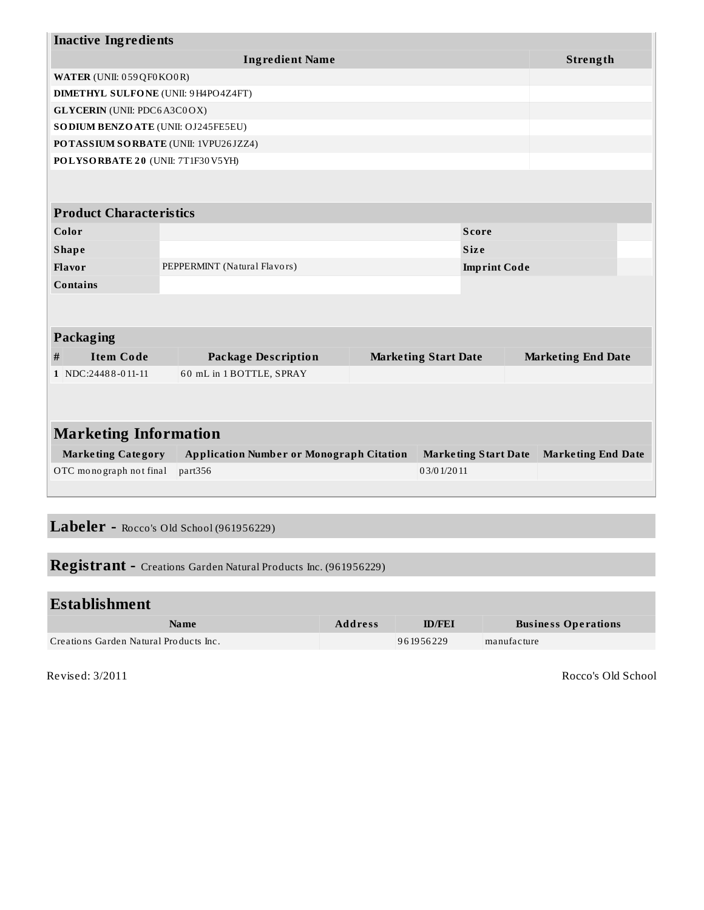## Inactive Ingredients

| Ingredient Name | Strength |
|---|---|
| **WATER** (UNII: 059QF0KO0R) | |
| **DIMETHYL SULFONE** (UNII: 9H4PO4Z4FT) | |
| **GLYCERIN** (UNII: PDC6A3C0OX) | |
| **SODIUM BENZOATE** (UNII: OJ245FE5EU) | |
| **POTASSIUM SORBATE** (UNII: 1VPU26JZZ4) | |
| **POLYSORBATE 20** (UNII: 7T1F30V5YH) | |

## Product Characteristics

| | | | |
|---|---|---|---|
| **Color** | | **Score** | |
| **Shape** | | **Size** | |
| **Flavor** | PEPPERMINT (Natural Flavors) | **Imprint Code** | |
| **Contains** | | | |

## Packaging

| # | Item Code | Package Description | Marketing Start Date | Marketing End Date |
|---|---|---|---|---|
| 1 | NDC:24488-011-11 | 60 mL in 1 BOTTLE, SPRAY | | |

## Marketing Information

| Marketing Category | Application Number or Monograph Citation | Marketing Start Date | Marketing End Date |
|---|---|---|---|
| OTC monograph not final | part356 | 03/01/2011 | |

## Labeler - Rocco's Old School (961956229)

## Registrant - Creations Garden Natural Products Inc. (961956229)

## Establishment

| Name | Address | ID/FEI | Business Operations |
|---|---|---|---|
| Creations Garden Natural Products Inc. | | 961956229 | manufacture |

Revised: 3/2011

Rocco's Old School